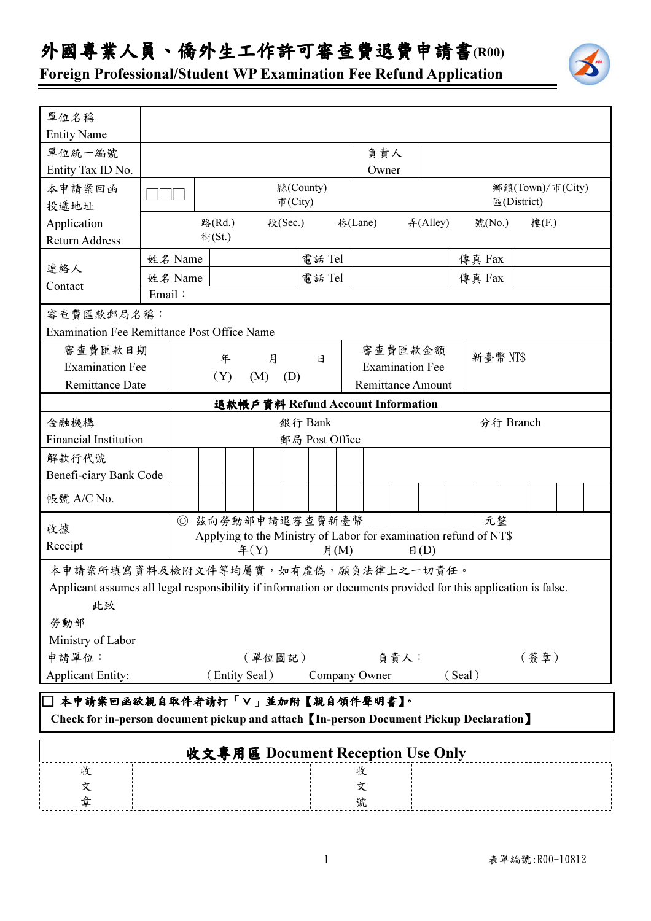# 外國專業人員、僑外生工作許可審查費退費申請書(R00)

## Foreign Professional/Student WP Examination Fee Refund Application

| 單位名稱<br>Entity Name | | | |
|---|---|---|---|
| 單位統一編號<br>Entity Tax ID No. | | 負責人<br>Owner | |
| 本申請案回函投遞地址<br>Application Return Address | □□□ 縣(County) 市(City) 鄉鎮(Town)/市(City) 區(District)<br>路(Rd.) 街(St.) 段(Sec.) 巷(Lane) 弄(Alley) 號(No.) 樓(F.) | | |
| 連絡人<br>Contact | 姓名 Name ＿ 電話 Tel ＿ 傳真 Fax ＿<br>姓名 Name ＿ 電話 Tel ＿ 傳真 Fax ＿<br>Email： | | |

| 審查費匯款郵局名稱：<br>Examination Fee Remittance Post Office Name | | | |
|---|---|---|---|
| 審查費匯款日期<br>Examination Fee Remittance Date | 年(Y) 月(M) 日(D) | 審查費匯款金額<br>Examination Fee Remittance Amount | 新臺幣 NT$ |

**退款帳戶資料 Refund Account Information**

| 金融機構<br>Financial Institution | 銀行 Bank 分行 Branch<br>郵局 Post Office |
|---|---|
| 解款行代號<br>Benefi-ciary Bank Code | |
| 帳號 A/C No. | |
| 收據<br>Receipt | ◎ 茲向勞動部申請退審查費新臺幣＿＿＿＿＿＿＿＿元整<br>Applying to the Ministry of Labor for examination refund of NT$<br>年(Y) 月(M) 日(D) |

本申請案所填寫資料及檢附文件等均屬實，如有虛偽，願負法律上之一切責任。

Applicant assumes all legal responsibility if information or documents provided for this application is false.

此致

勞動部

Ministry of Labor

申請單位： （單位圖記） 負責人： （簽章）

Applicant Entity: (Entity Seal) Company Owner (Seal)

☐ **本申請案回函欲親自取件者請打「V」並加附【親自領件聲明書】。**

**Check for in-person document pickup and attach【In-person Document Pickup Declaration】**

**收文專用區 Document Reception Use Only**

| 收文章 | | 收文號 | |
|---|---|---|---|

表單編號:R00-10812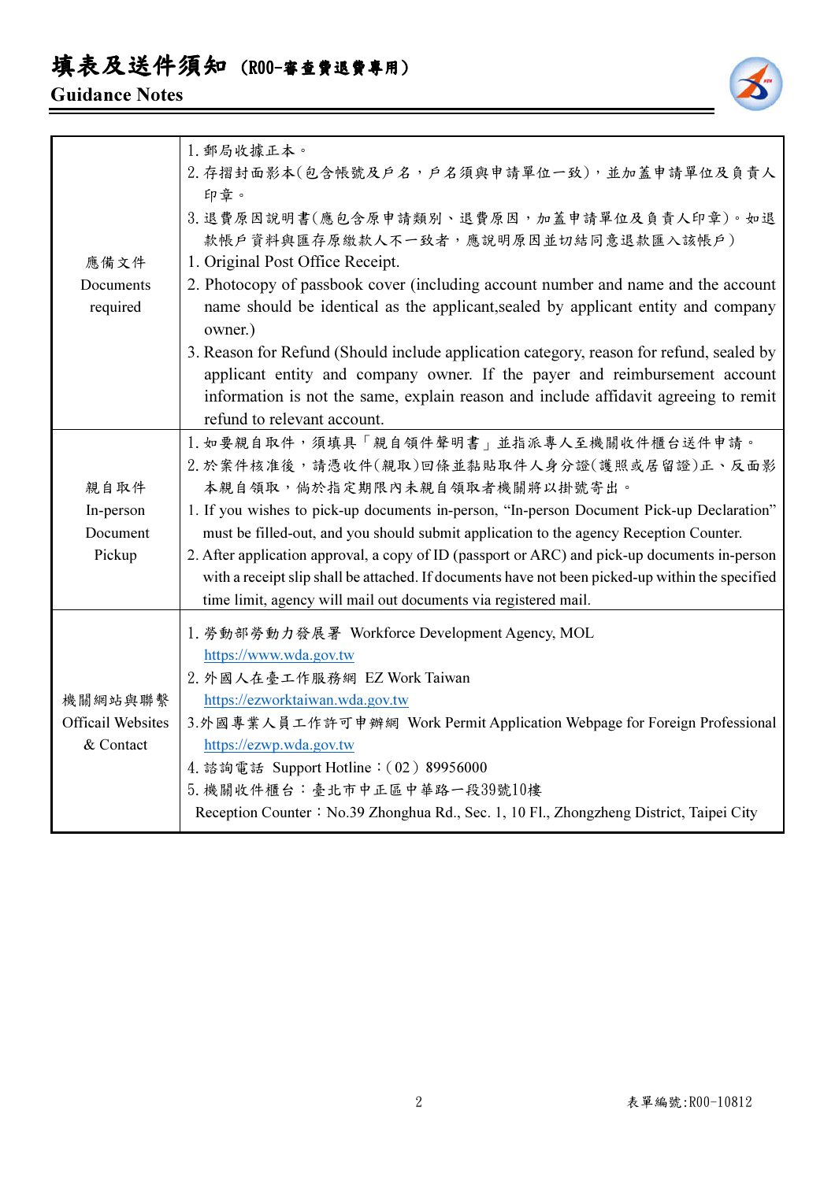# 填表及送件須知 (R00-審查費退費專用)

## Guidance Notes

| | |
|---|---|
| 應備文件<br>Documents required | 1. 郵局收據正本。<br>2. 存摺封面影本(包含帳號及戶名，戶名須與申請單位一致)，並加蓋申請單位及負責人印章。<br>3. 退費原因說明書(應包含原申請類別、退費原因，加蓋申請單位及負責人印章)。如退款帳戶資料與匯存原繳款人不一致者，應說明原因並切結同意退款匯入該帳戶)<br>1. Original Post Office Receipt.<br>2. Photocopy of passbook cover (including account number and name and the account name should be identical as the applicant,sealed by applicant entity and company owner.)<br>3. Reason for Refund (Should include application category, reason for refund, sealed by applicant entity and company owner. If the payer and reimbursement account information is not the same, explain reason and include affidavit agreeing to remit refund to relevant account. |
| 親自取件<br>In-person Document Pickup | 1. 如要親自取件，須填具「親自領件聲明書」並指派專人至機關收件櫃台送件申請。<br>2. 於案件核准後，請憑收件(親取)回條並黏貼取件人身分證(護照或居留證)正、反面影本親自領取，倘於指定期限內未親自領取者機關將以掛號寄出。<br>1. If you wishes to pick-up documents in-person, “In-person Document Pick-up Declaration” must be filled-out, and you should submit application to the agency Reception Counter.<br>2. After application approval, a copy of ID (passport or ARC) and pick-up documents in-person with a receipt slip shall be attached. If documents have not been picked-up within the specified time limit, agency will mail out documents via registered mail. |
| 機關網站與聯繫<br>Officail Websites & Contact | 1. 勞動部勞動力發展署 Workforce Development Agency, MOL<br>https://www.wda.gov.tw<br>2. 外國人在臺工作服務網 EZ Work Taiwan<br>https://ezworktaiwan.wda.gov.tw<br>3.外國專業人員工作許可申辦網 Work Permit Application Webpage for Foreign Professional<br>https://ezwp.wda.gov.tw<br>4. 諮詢電話 Support Hotline：(02) 89956000<br>5. 機關收件櫃台：臺北市中正區中華路一段39號10樓<br>Reception Counter：No.39 Zhonghua Rd., Sec. 1, 10 Fl., Zhongzheng District, Taipei City |

表單編號:R00-10812